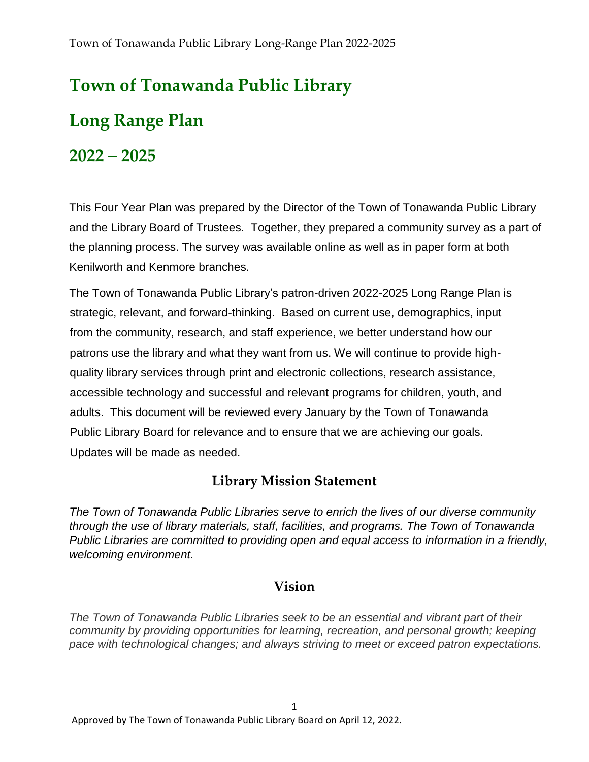# Town of Tonawanda Public Library

# Long Range Plan

# 2022 – 2025

This Four Year Plan was prepared by the Director of the Town of Tonawanda Public Library and the Library Board of Trustees. Together, they prepared a community survey as a part of the planning process. The survey was available online as well as in paper form at both Kenilworth and Kenmore branches.

The Town of Tonawanda Public Library's patron-driven 2022-2025 Long Range Plan is strategic, relevant, and forward-thinking. Based on current use, demographics, input from the community, research, and staff experience, we better understand how our patrons use the library and what they want from us. We will continue to provide high-quality library services through print and electronic collections, research assistance, accessible technology and successful and relevant programs for children, youth, and adults. This document will be reviewed every January by the Town of Tonawanda Public Library Board for relevance and to ensure that we are achieving our goals. Updates will be made as needed.

## Library Mission Statement

*The Town of Tonawanda Public Libraries serve to enrich the lives of our diverse community through the use of library materials, staff, facilities, and programs. The Town of Tonawanda Public Libraries are committed to providing open and equal access to information in a friendly, welcoming environment.*

## Vision

*The Town of Tonawanda Public Libraries seek to be an essential and vibrant part of their community by providing opportunities for learning, recreation, and personal growth; keeping pace with technological changes; and always striving to meet or exceed patron expectations.*

Approved by The Town of Tonawanda Public Library Board on April 12, 2022.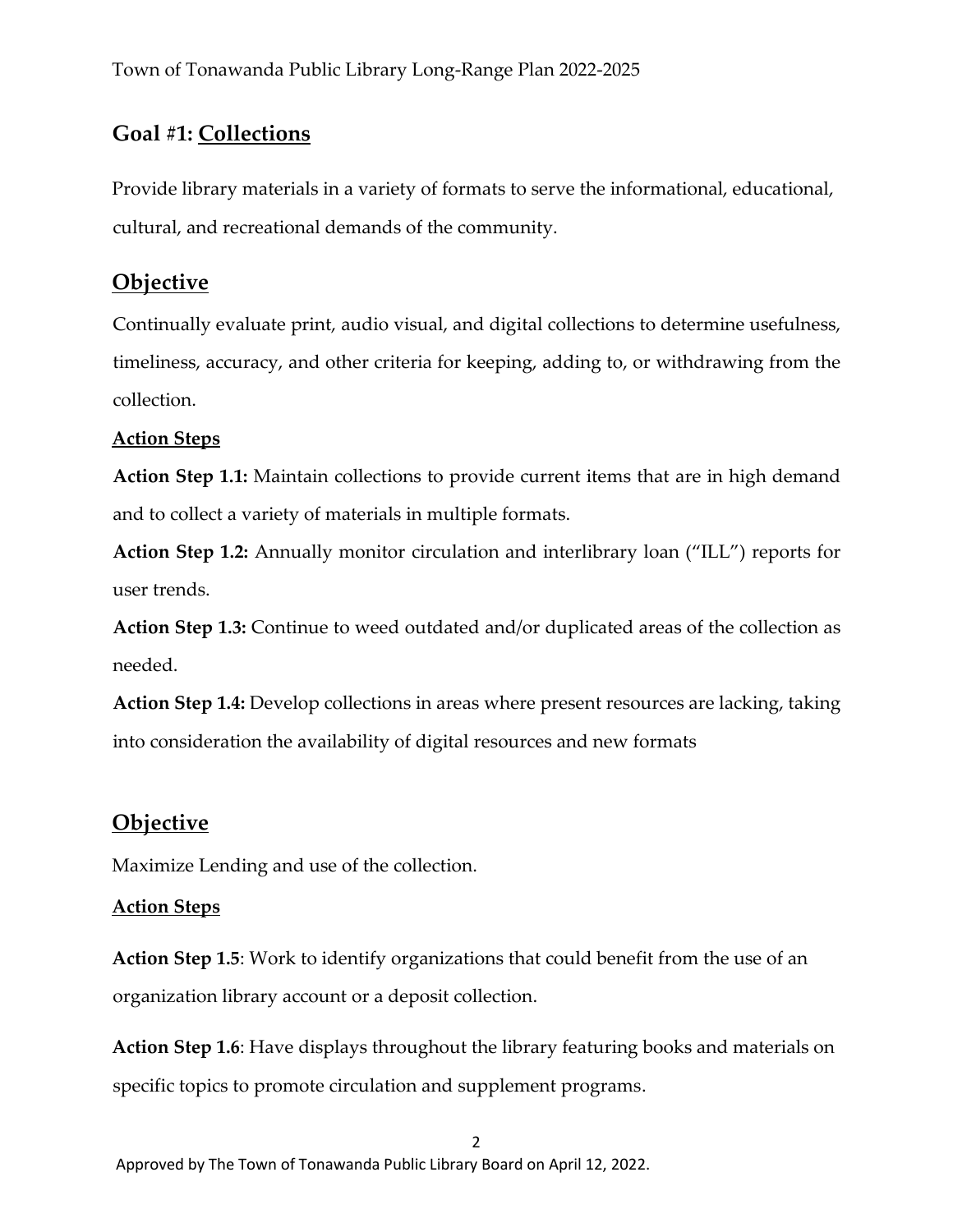## Goal #1: Collections

Provide library materials in a variety of formats to serve the informational, educational, cultural, and recreational demands of the community.

### Objective

Continually evaluate print, audio visual, and digital collections to determine usefulness, timeliness, accuracy, and other criteria for keeping, adding to, or withdrawing from the collection.

**Action Steps**

**Action Step 1.1:** Maintain collections to provide current items that are in high demand and to collect a variety of materials in multiple formats.

**Action Step 1.2:** Annually monitor circulation and interlibrary loan ("ILL") reports for user trends.

**Action Step 1.3:** Continue to weed outdated and/or duplicated areas of the collection as needed.

**Action Step 1.4:** Develop collections in areas where present resources are lacking, taking into consideration the availability of digital resources and new formats

### Objective

Maximize Lending and use of the collection.

**Action Steps**

**Action Step 1.5**: Work to identify organizations that could benefit from the use of an organization library account or a deposit collection.

**Action Step 1.6**: Have displays throughout the library featuring books and materials on specific topics to promote circulation and supplement programs.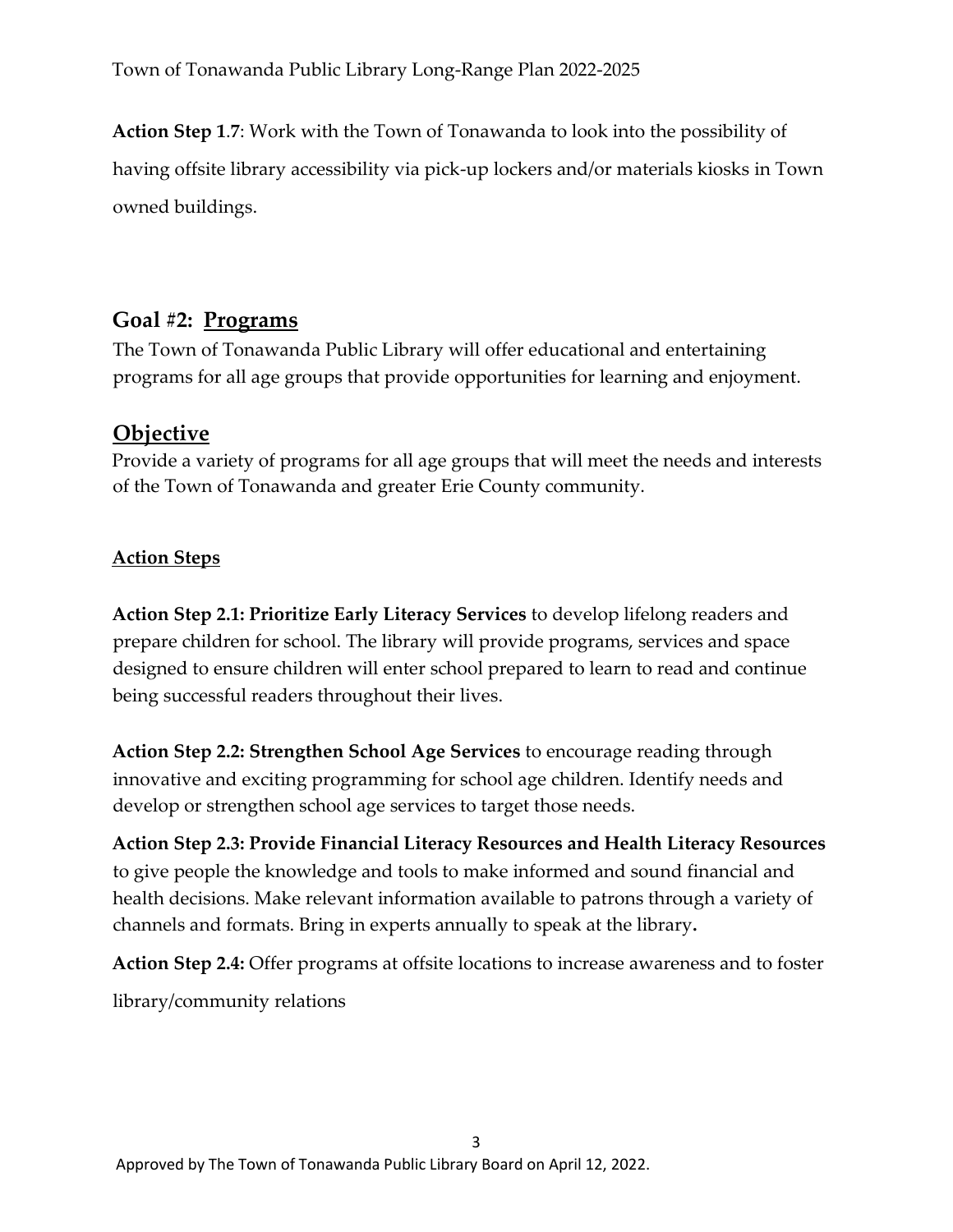**Action Step 1.7**: Work with the Town of Tonawanda to look into the possibility of having offsite library accessibility via pick-up lockers and/or materials kiosks in Town owned buildings.

## Goal #2: Programs

The Town of Tonawanda Public Library will offer educational and entertaining programs for all age groups that provide opportunities for learning and enjoyment.

## Objective

Provide a variety of programs for all age groups that will meet the needs and interests of the Town of Tonawanda and greater Erie County community.

**Action Steps**

**Action Step 2.1: Prioritize Early Literacy Services** to develop lifelong readers and prepare children for school. The library will provide programs, services and space designed to ensure children will enter school prepared to learn to read and continue being successful readers throughout their lives.

**Action Step 2.2: Strengthen School Age Services** to encourage reading through innovative and exciting programming for school age children. Identify needs and develop or strengthen school age services to target those needs.

**Action Step 2.3: Provide Financial Literacy Resources and Health Literacy Resources** to give people the knowledge and tools to make informed and sound financial and health decisions. Make relevant information available to patrons through a variety of channels and formats. Bring in experts annually to speak at the library**.**

**Action Step 2.4:** Offer programs at offsite locations to increase awareness and to foster library/community relations

Approved by The Town of Tonawanda Public Library Board on April 12, 2022.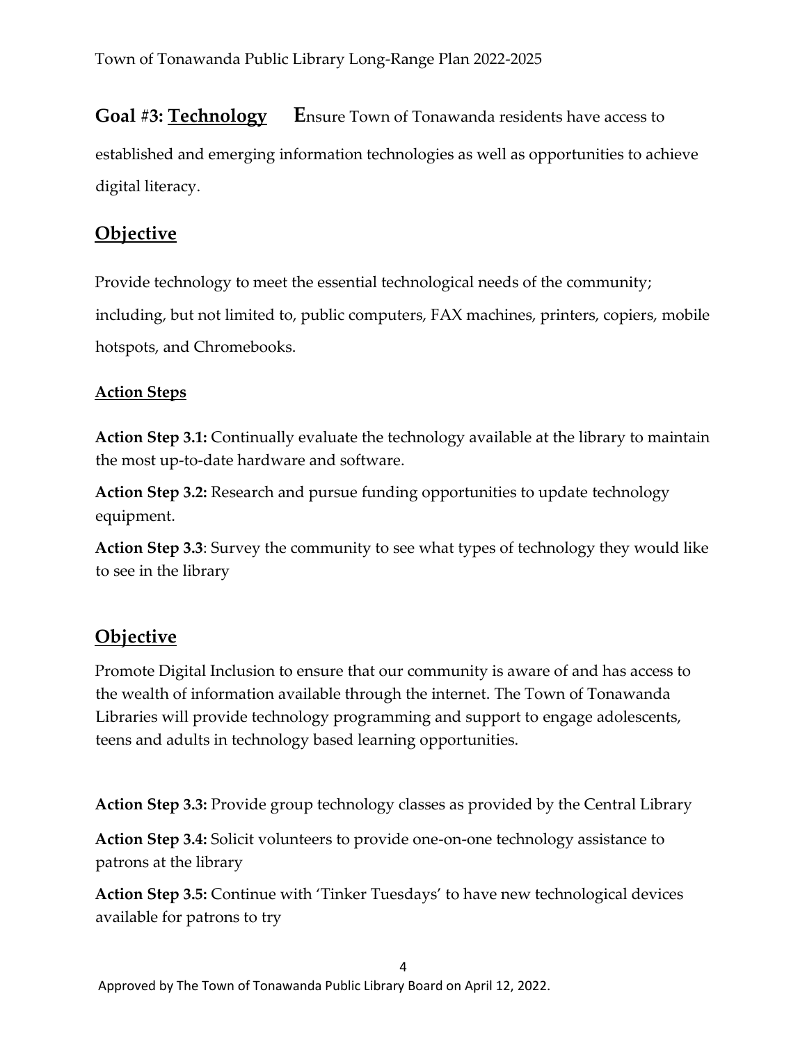**Goal #3: Technology** Ensure Town of Tonawanda residents have access to established and emerging information technologies as well as opportunities to achieve digital literacy.

## Objective

Provide technology to meet the essential technological needs of the community; including, but not limited to, public computers, FAX machines, printers, copiers, mobile hotspots, and Chromebooks.

### Action Steps

**Action Step 3.1:** Continually evaluate the technology available at the library to maintain the most up-to-date hardware and software.

**Action Step 3.2:** Research and pursue funding opportunities to update technology equipment.

**Action Step 3.3**: Survey the community to see what types of technology they would like to see in the library

## Objective

Promote Digital Inclusion to ensure that our community is aware of and has access to the wealth of information available through the internet. The Town of Tonawanda Libraries will provide technology programming and support to engage adolescents, teens and adults in technology based learning opportunities.

**Action Step 3.3:** Provide group technology classes as provided by the Central Library

**Action Step 3.4:** Solicit volunteers to provide one-on-one technology assistance to patrons at the library

**Action Step 3.5:** Continue with 'Tinker Tuesdays' to have new technological devices available for patrons to try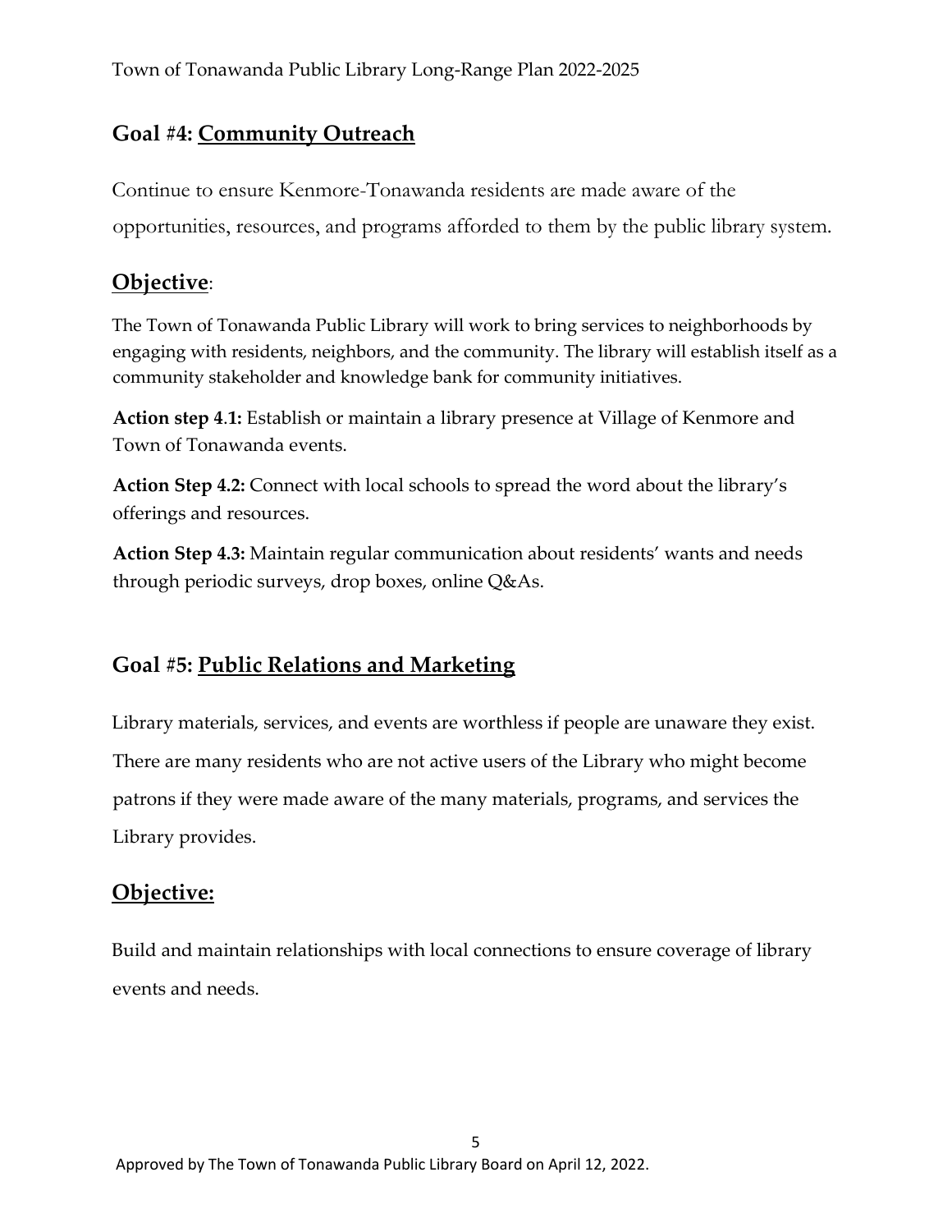## Goal #4: Community Outreach

Continue to ensure Kenmore-Tonawanda residents are made aware of the opportunities, resources, and programs afforded to them by the public library system.

## Objective:

The Town of Tonawanda Public Library will work to bring services to neighborhoods by engaging with residents, neighbors, and the community. The library will establish itself as a community stakeholder and knowledge bank for community initiatives.

**Action step 4.1:** Establish or maintain a library presence at Village of Kenmore and Town of Tonawanda events.

**Action Step 4.2:** Connect with local schools to spread the word about the library's offerings and resources.

**Action Step 4.3:** Maintain regular communication about residents' wants and needs through periodic surveys, drop boxes, online Q&As.

## Goal #5: Public Relations and Marketing

Library materials, services, and events are worthless if people are unaware they exist. There are many residents who are not active users of the Library who might become patrons if they were made aware of the many materials, programs, and services the Library provides.

## Objective:

Build and maintain relationships with local connections to ensure coverage of library events and needs.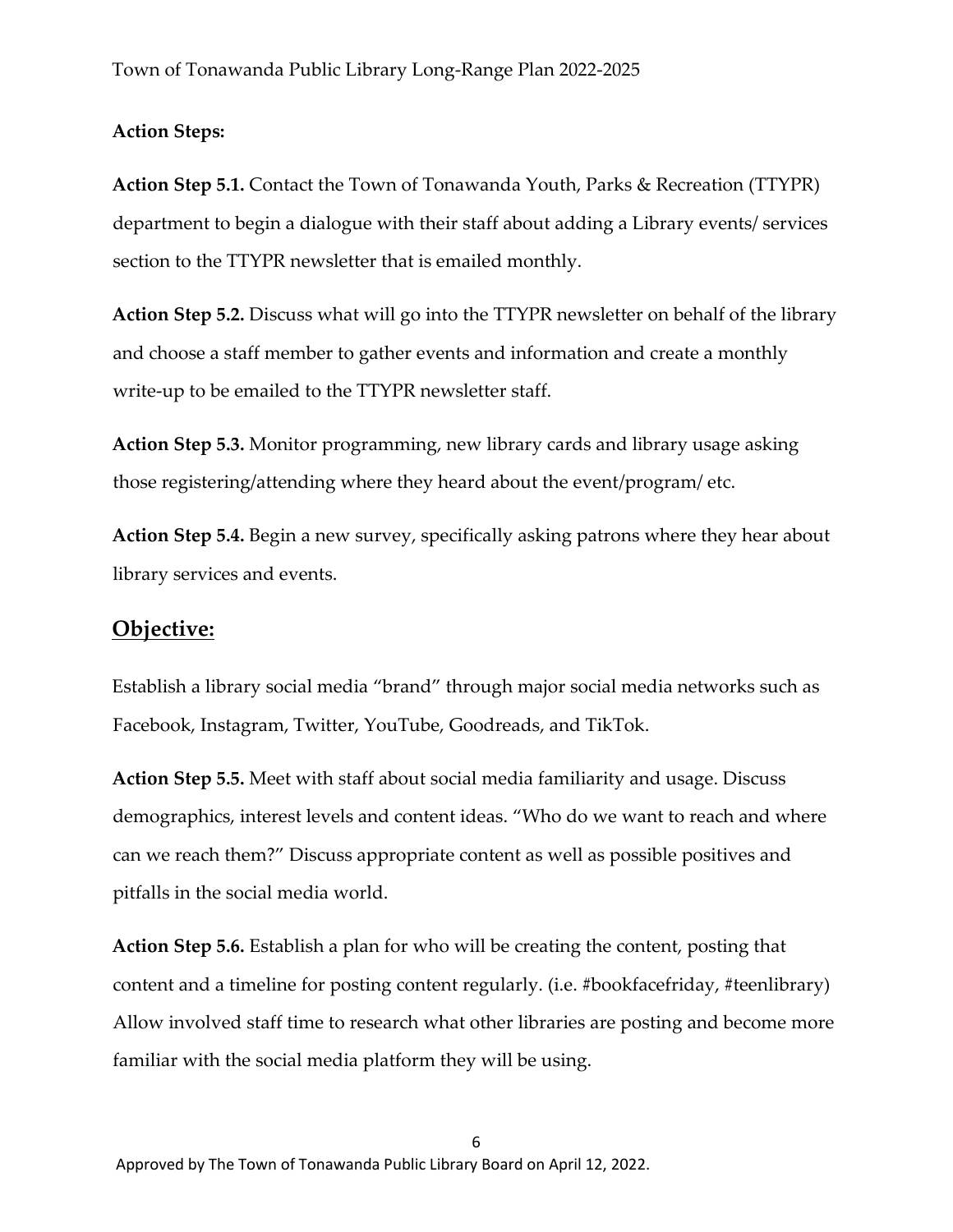**Action Steps:**

**Action Step 5.1.** Contact the Town of Tonawanda Youth, Parks & Recreation (TTYPR) department to begin a dialogue with their staff about adding a Library events/ services section to the TTYPR newsletter that is emailed monthly.

**Action Step 5.2.** Discuss what will go into the TTYPR newsletter on behalf of the library and choose a staff member to gather events and information and create a monthly write-up to be emailed to the TTYPR newsletter staff.

**Action Step 5.3.** Monitor programming, new library cards and library usage asking those registering/attending where they heard about the event/program/ etc.

**Action Step 5.4.** Begin a new survey, specifically asking patrons where they hear about library services and events.

## Objective:

Establish a library social media "brand" through major social media networks such as Facebook, Instagram, Twitter, YouTube, Goodreads, and TikTok.

**Action Step 5.5.** Meet with staff about social media familiarity and usage. Discuss demographics, interest levels and content ideas. "Who do we want to reach and where can we reach them?" Discuss appropriate content as well as possible positives and pitfalls in the social media world.

**Action Step 5.6.** Establish a plan for who will be creating the content, posting that content and a timeline for posting content regularly. (i.e. #bookfacefriday, #teenlibrary) Allow involved staff time to research what other libraries are posting and become more familiar with the social media platform they will be using.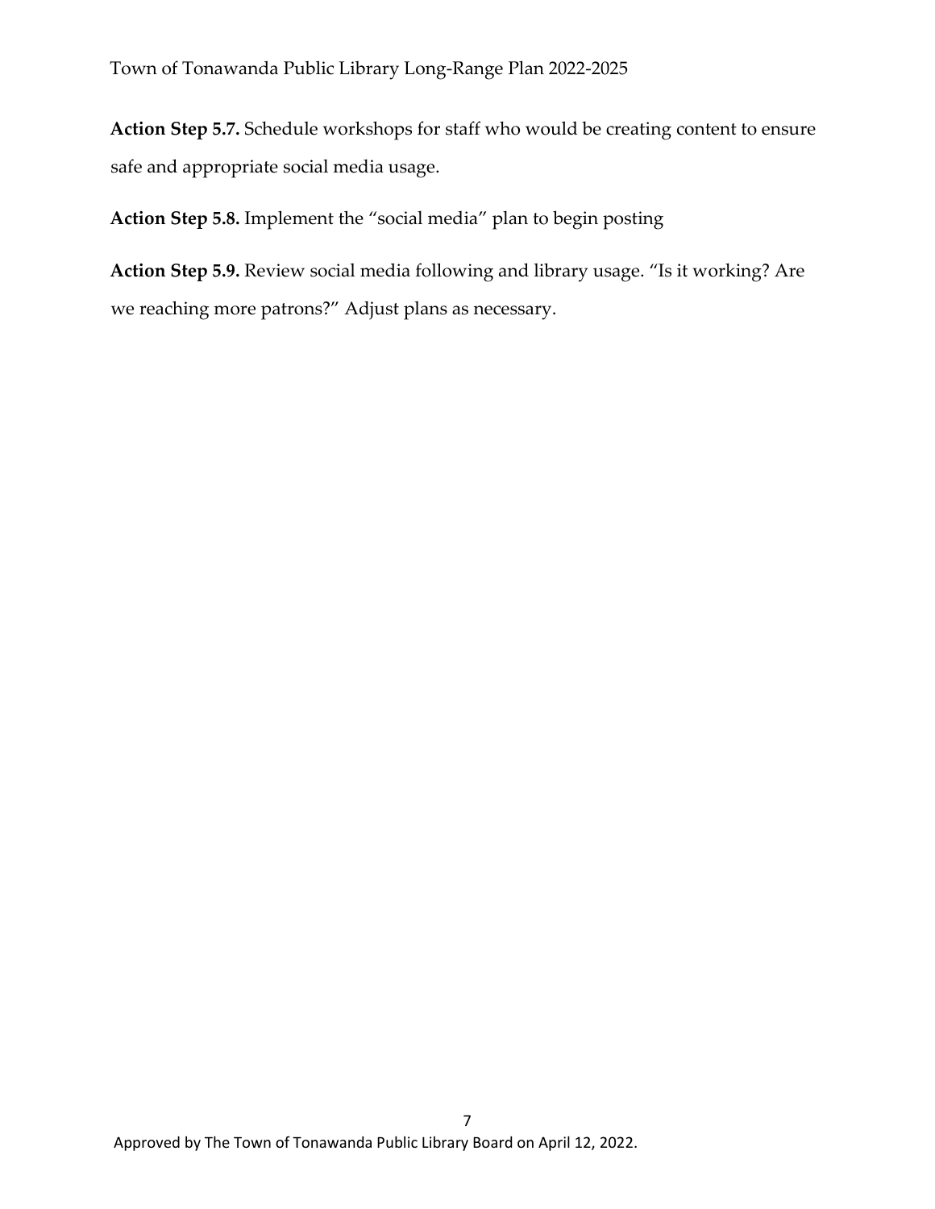**Action Step 5.7.** Schedule workshops for staff who would be creating content to ensure safe and appropriate social media usage.

**Action Step 5.8.** Implement the "social media" plan to begin posting

**Action Step 5.9.** Review social media following and library usage. "Is it working? Are we reaching more patrons?" Adjust plans as necessary.